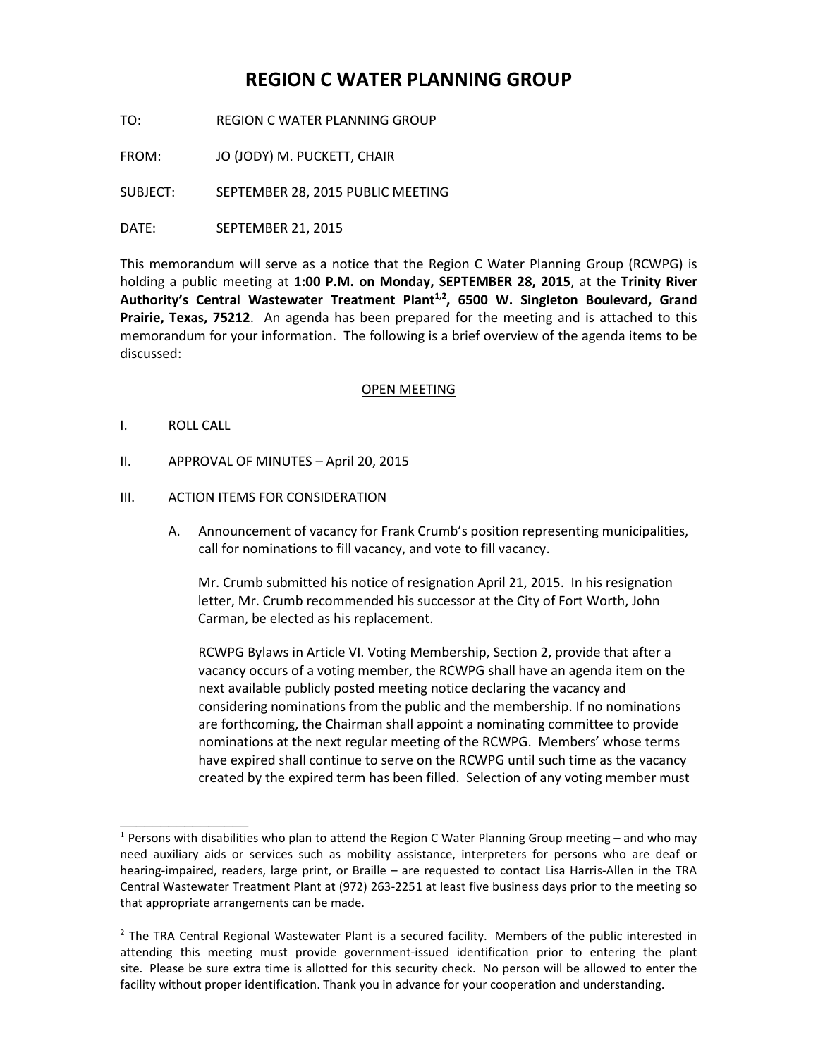# REGION C WATER PLANNING GROUP

TO: REGION C WATER PLANNING GROUP

FROM: JO (JODY) M. PUCKETT, CHAIR

SUBJECT: SEPTEMBER 28, 2015 PUBLIC MEETING

DATE: SEPTEMBER 21, 2015

This memorandum will serve as a notice that the Region C Water Planning Group (RCWPG) is holding a public meeting at **1:00 P.M. on Monday, SEPTEMBER 28, 2015**, at the **Trinity River Authority's Central Wastewater Treatment Plant[1,2], 6500 W. Singleton Boulevard, Grand Prairie, Texas, 75212**. An agenda has been prepared for the meeting and is attached to this memorandum for your information. The following is a brief overview of the agenda items to be discussed:

<u>OPEN MEETING</u>

I. ROLL CALL

II. APPROVAL OF MINUTES – April 20, 2015

III. ACTION ITEMS FOR CONSIDERATION

A. Announcement of vacancy for Frank Crumb's position representing municipalities, call for nominations to fill vacancy, and vote to fill vacancy.

Mr. Crumb submitted his notice of resignation April 21, 2015. In his resignation letter, Mr. Crumb recommended his successor at the City of Fort Worth, John Carman, be elected as his replacement.

RCWPG Bylaws in Article VI. Voting Membership, Section 2, provide that after a vacancy occurs of a voting member, the RCWPG shall have an agenda item on the next available publicly posted meeting notice declaring the vacancy and considering nominations from the public and the membership. If no nominations are forthcoming, the Chairman shall appoint a nominating committee to provide nominations at the next regular meeting of the RCWPG. Members' whose terms have expired shall continue to serve on the RCWPG until such time as the vacancy created by the expired term has been filled. Selection of any voting member must

---

[1] Persons with disabilities who plan to attend the Region C Water Planning Group meeting – and who may need auxiliary aids or services such as mobility assistance, interpreters for persons who are deaf or hearing-impaired, readers, large print, or Braille – are requested to contact Lisa Harris-Allen in the TRA Central Wastewater Treatment Plant at (972) 263-2251 at least five business days prior to the meeting so that appropriate arrangements can be made.

[2] The TRA Central Regional Wastewater Plant is a secured facility. Members of the public interested in attending this meeting must provide government-issued identification prior to entering the plant site. Please be sure extra time is allotted for this security check. No person will be allowed to enter the facility without proper identification. Thank you in advance for your cooperation and understanding.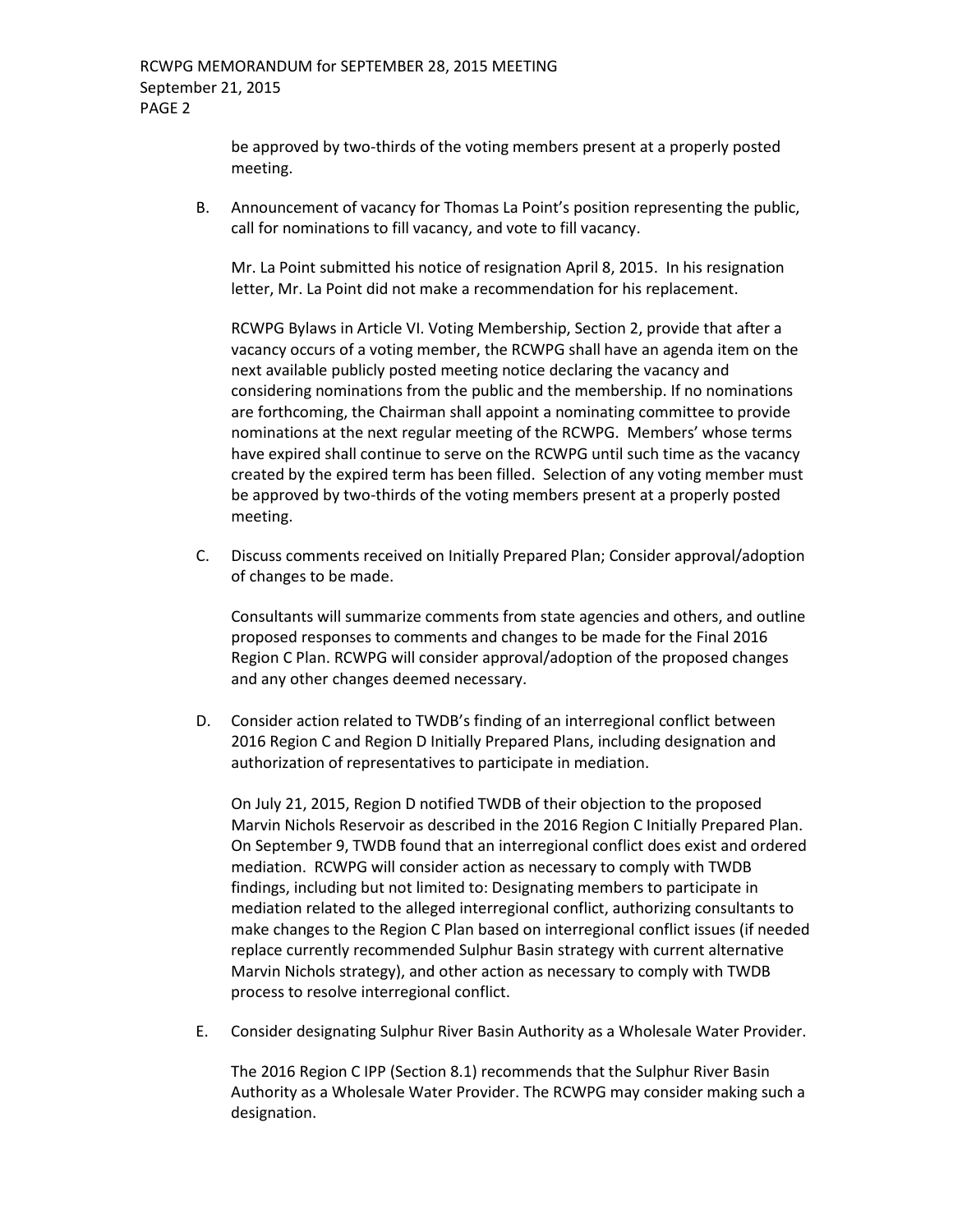be approved by two-thirds of the voting members present at a properly posted meeting.

B. Announcement of vacancy for Thomas La Point's position representing the public, call for nominations to fill vacancy, and vote to fill vacancy.

   Mr. La Point submitted his notice of resignation April 8, 2015. In his resignation letter, Mr. La Point did not make a recommendation for his replacement.

   RCWPG Bylaws in Article VI. Voting Membership, Section 2, provide that after a vacancy occurs of a voting member, the RCWPG shall have an agenda item on the next available publicly posted meeting notice declaring the vacancy and considering nominations from the public and the membership. If no nominations are forthcoming, the Chairman shall appoint a nominating committee to provide nominations at the next regular meeting of the RCWPG. Members' whose terms have expired shall continue to serve on the RCWPG until such time as the vacancy created by the expired term has been filled. Selection of any voting member must be approved by two-thirds of the voting members present at a properly posted meeting.

C. Discuss comments received on Initially Prepared Plan; Consider approval/adoption of changes to be made.

   Consultants will summarize comments from state agencies and others, and outline proposed responses to comments and changes to be made for the Final 2016 Region C Plan. RCWPG will consider approval/adoption of the proposed changes and any other changes deemed necessary.

D. Consider action related to TWDB's finding of an interregional conflict between 2016 Region C and Region D Initially Prepared Plans, including designation and authorization of representatives to participate in mediation.

   On July 21, 2015, Region D notified TWDB of their objection to the proposed Marvin Nichols Reservoir as described in the 2016 Region C Initially Prepared Plan. On September 9, TWDB found that an interregional conflict does exist and ordered mediation. RCWPG will consider action as necessary to comply with TWDB findings, including but not limited to: Designating members to participate in mediation related to the alleged interregional conflict, authorizing consultants to make changes to the Region C Plan based on interregional conflict issues (if needed replace currently recommended Sulphur Basin strategy with current alternative Marvin Nichols strategy), and other action as necessary to comply with TWDB process to resolve interregional conflict.

E. Consider designating Sulphur River Basin Authority as a Wholesale Water Provider.

   The 2016 Region C IPP (Section 8.1) recommends that the Sulphur River Basin Authority as a Wholesale Water Provider. The RCWPG may consider making such a designation.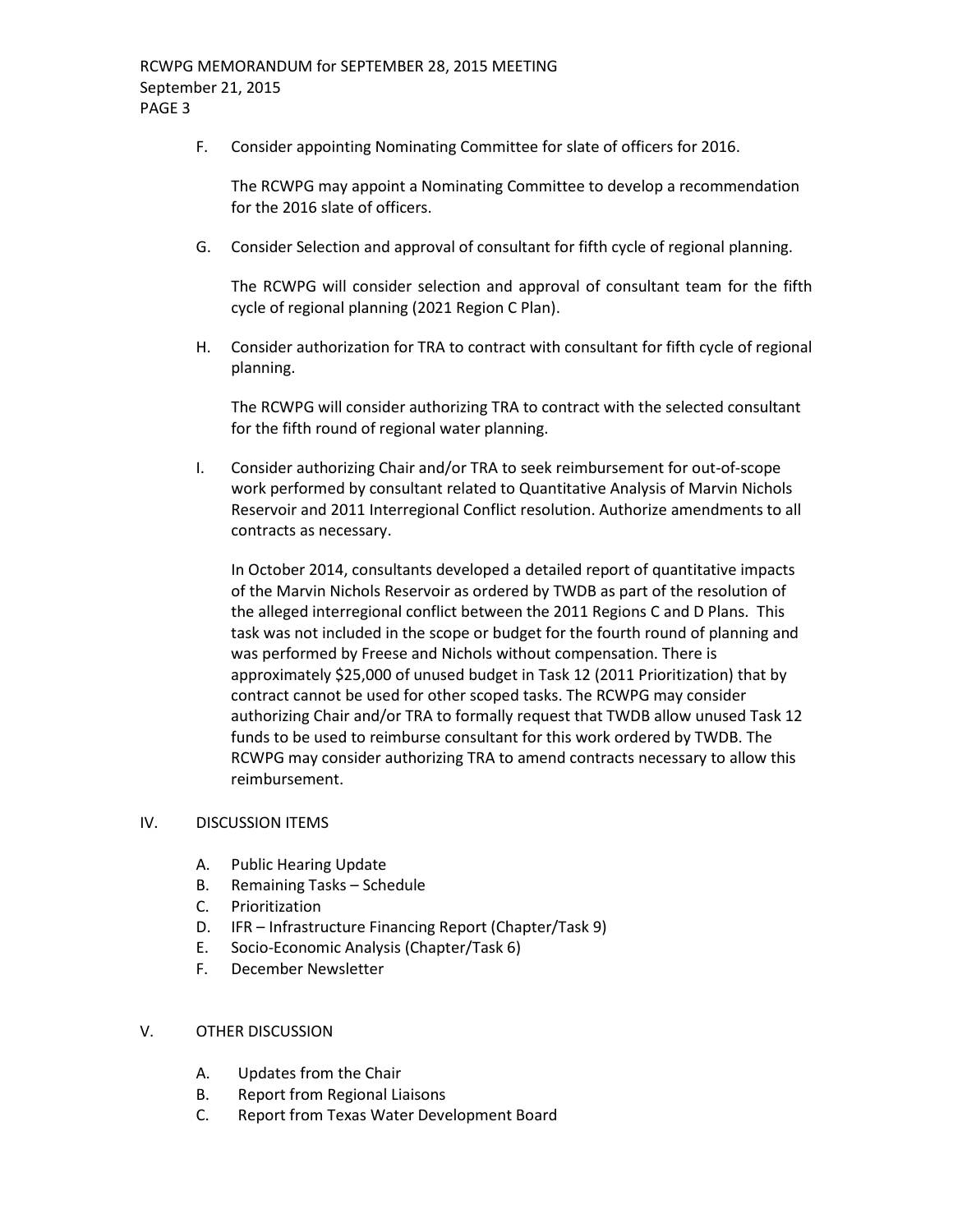F. Consider appointing Nominating Committee for slate of officers for 2016.

   The RCWPG may appoint a Nominating Committee to develop a recommendation for the 2016 slate of officers.

G. Consider Selection and approval of consultant for fifth cycle of regional planning.

   The RCWPG will consider selection and approval of consultant team for the fifth cycle of regional planning (2021 Region C Plan).

H. Consider authorization for TRA to contract with consultant for fifth cycle of regional planning.

   The RCWPG will consider authorizing TRA to contract with the selected consultant for the fifth round of regional water planning.

I. Consider authorizing Chair and/or TRA to seek reimbursement for out-of-scope work performed by consultant related to Quantitative Analysis of Marvin Nichols Reservoir and 2011 Interregional Conflict resolution. Authorize amendments to all contracts as necessary.

   In October 2014, consultants developed a detailed report of quantitative impacts of the Marvin Nichols Reservoir as ordered by TWDB as part of the resolution of the alleged interregional conflict between the 2011 Regions C and D Plans. This task was not included in the scope or budget for the fourth round of planning and was performed by Freese and Nichols without compensation. There is approximately $25,000 of unused budget in Task 12 (2011 Prioritization) that by contract cannot be used for other scoped tasks. The RCWPG may consider authorizing Chair and/or TRA to formally request that TWDB allow unused Task 12 funds to be used to reimburse consultant for this work ordered by TWDB. The RCWPG may consider authorizing TRA to amend contracts necessary to allow this reimbursement.

## IV. DISCUSSION ITEMS

A. Public Hearing Update
B. Remaining Tasks – Schedule
C. Prioritization
D. IFR – Infrastructure Financing Report (Chapter/Task 9)
E. Socio-Economic Analysis (Chapter/Task 6)
F. December Newsletter

## V. OTHER DISCUSSION

A. Updates from the Chair
B. Report from Regional Liaisons
C. Report from Texas Water Development Board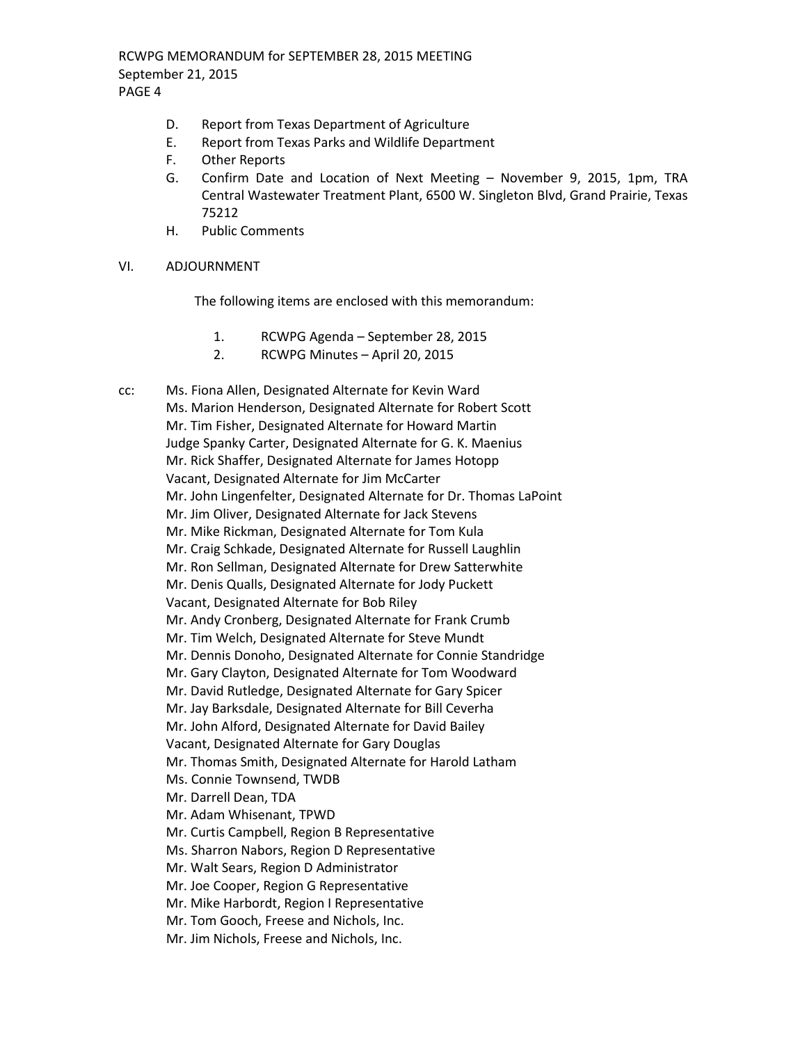D. Report from Texas Department of Agriculture
E. Report from Texas Parks and Wildlife Department
F. Other Reports
G. Confirm Date and Location of Next Meeting – November 9, 2015, 1pm, TRA Central Wastewater Treatment Plant, 6500 W. Singleton Blvd, Grand Prairie, Texas 75212
H. Public Comments

VI. ADJOURNMENT

The following items are enclosed with this memorandum:

1. RCWPG Agenda – September 28, 2015
2. RCWPG Minutes – April 20, 2015

cc: Ms. Fiona Allen, Designated Alternate for Kevin Ward
Ms. Marion Henderson, Designated Alternate for Robert Scott
Mr. Tim Fisher, Designated Alternate for Howard Martin
Judge Spanky Carter, Designated Alternate for G. K. Maenius
Mr. Rick Shaffer, Designated Alternate for James Hotopp
Vacant, Designated Alternate for Jim McCarter
Mr. John Lingenfelter, Designated Alternate for Dr. Thomas LaPoint
Mr. Jim Oliver, Designated Alternate for Jack Stevens
Mr. Mike Rickman, Designated Alternate for Tom Kula
Mr. Craig Schkade, Designated Alternate for Russell Laughlin
Mr. Ron Sellman, Designated Alternate for Drew Satterwhite
Mr. Denis Qualls, Designated Alternate for Jody Puckett
Vacant, Designated Alternate for Bob Riley
Mr. Andy Cronberg, Designated Alternate for Frank Crumb
Mr. Tim Welch, Designated Alternate for Steve Mundt
Mr. Dennis Donoho, Designated Alternate for Connie Standridge
Mr. Gary Clayton, Designated Alternate for Tom Woodward
Mr. David Rutledge, Designated Alternate for Gary Spicer
Mr. Jay Barksdale, Designated Alternate for Bill Ceverha
Mr. John Alford, Designated Alternate for David Bailey
Vacant, Designated Alternate for Gary Douglas
Mr. Thomas Smith, Designated Alternate for Harold Latham
Ms. Connie Townsend, TWDB
Mr. Darrell Dean, TDA
Mr. Adam Whisenant, TPWD
Mr. Curtis Campbell, Region B Representative
Ms. Sharron Nabors, Region D Representative
Mr. Walt Sears, Region D Administrator
Mr. Joe Cooper, Region G Representative
Mr. Mike Harbordt, Region I Representative
Mr. Tom Gooch, Freese and Nichols, Inc.
Mr. Jim Nichols, Freese and Nichols, Inc.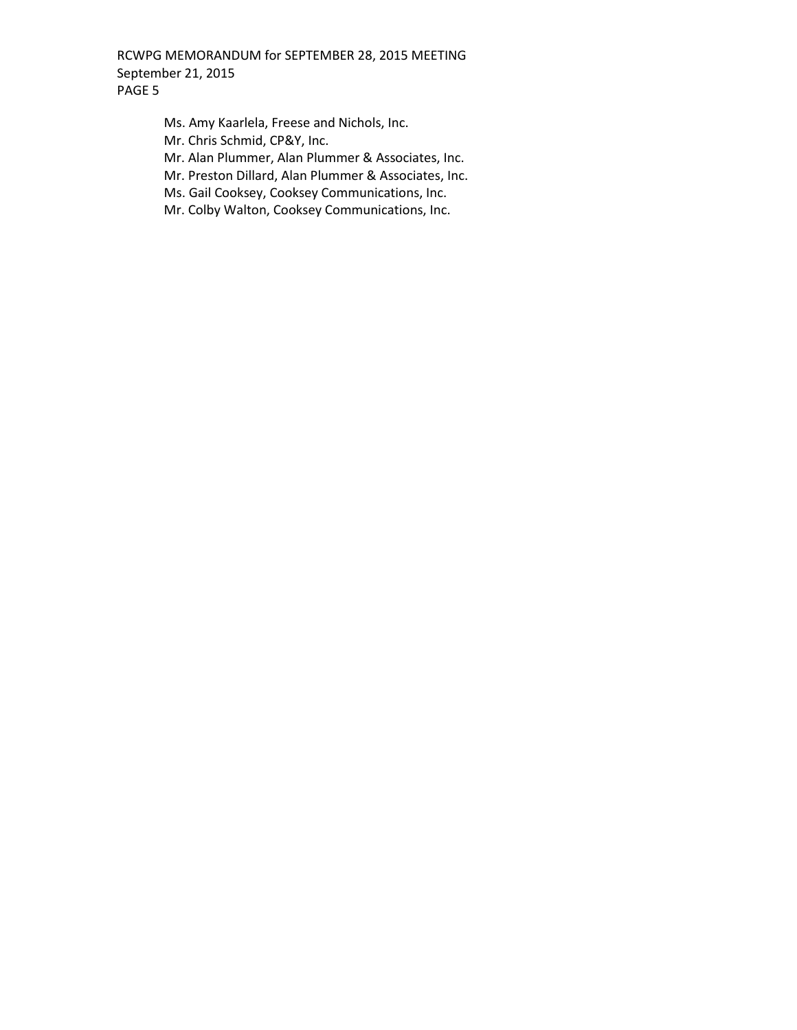Ms. Amy Kaarlela, Freese and Nichols, Inc.
Mr. Chris Schmid, CP&Y, Inc.
Mr. Alan Plummer, Alan Plummer & Associates, Inc.
Mr. Preston Dillard, Alan Plummer & Associates, Inc.
Ms. Gail Cooksey, Cooksey Communications, Inc.
Mr. Colby Walton, Cooksey Communications, Inc.